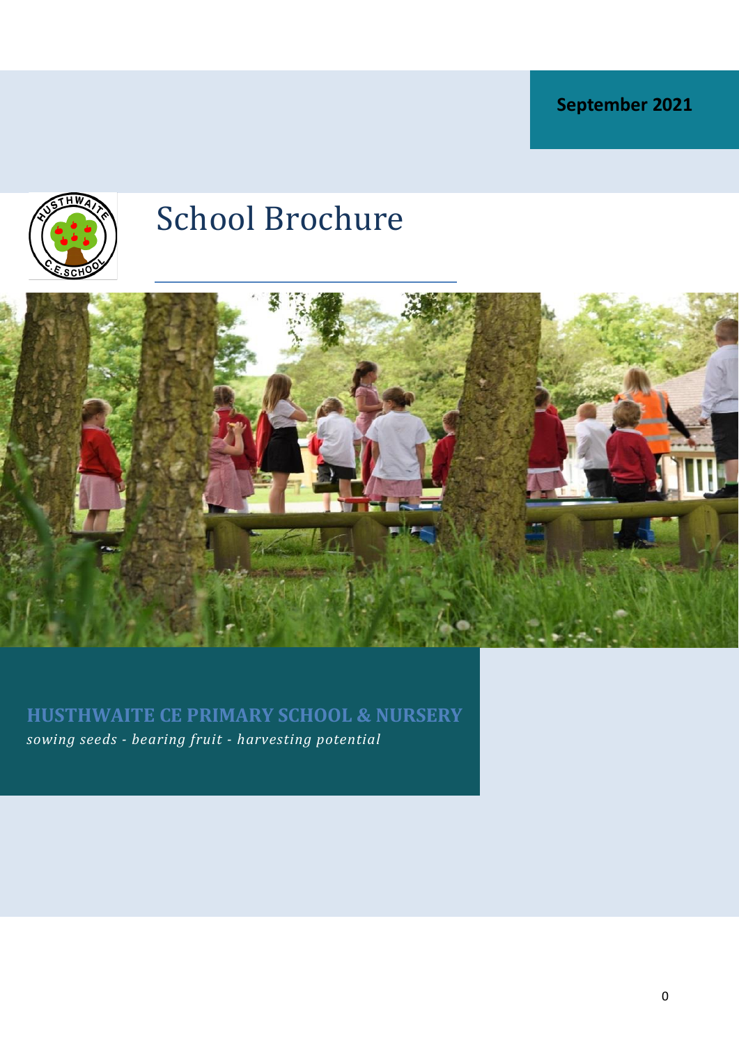**September 2021**

# School Brochure

## HUSTHWAITE CE PRIMARY SCHOOL & NURSERY

*sowing seeds - bearing fruit - harvesting potential*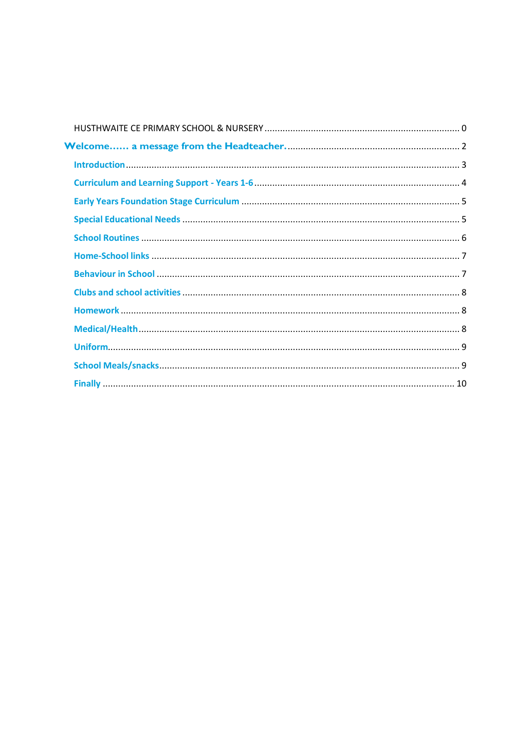HUSTHWAITE CE PRIMARY SCHOOL & NURSERY ........................................................................... 0

**Welcome…… a message from the Headteacher.** .................................................................. 2

**Introduction** ............................................................................................................................ 3

**Curriculum and Learning Support - Years 1-6** ............................................................................ 4

**Early Years Foundation Stage Curriculum** .................................................................................. 5

**Special Educational Needs** ......................................................................................................... 5

**School Routines** ......................................................................................................................... 6

**Home-School links** ..................................................................................................................... 7

**Behaviour in School** ................................................................................................................... 7

**Clubs and school activities** ......................................................................................................... 8

**Homework** ................................................................................................................................. 8

**Medical/Health** .......................................................................................................................... 8

**Uniform** ...................................................................................................................................... 9

**School Meals/snacks** .................................................................................................................. 9

**Finally** ........................................................................................................................................ 10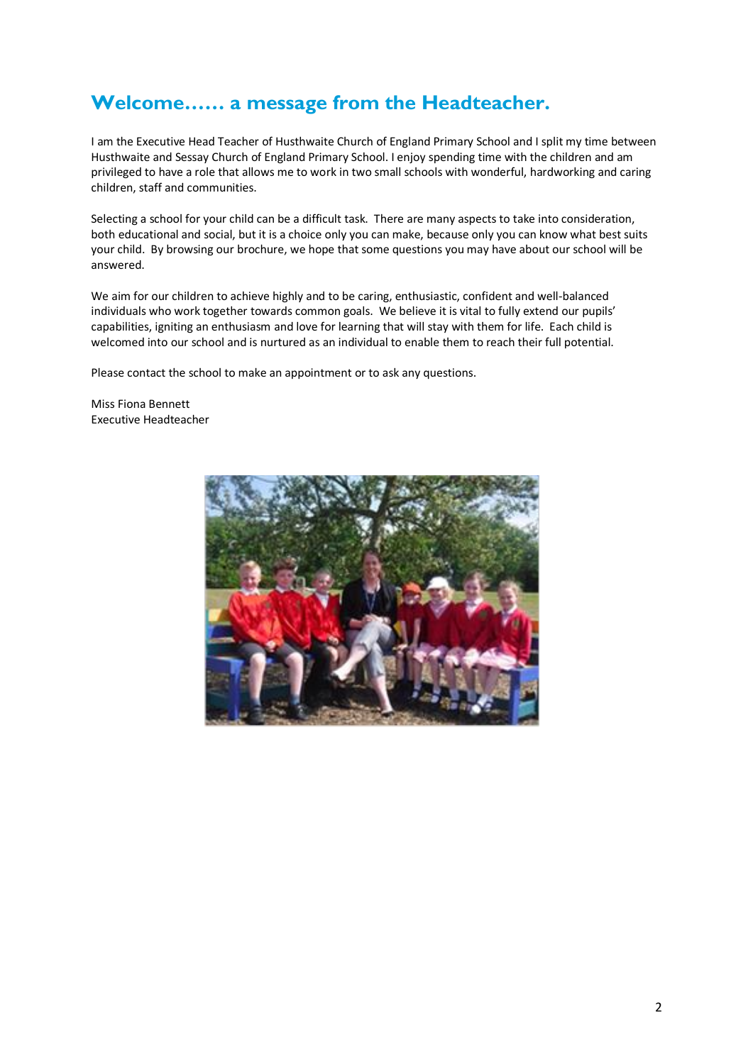# Welcome…… a message from the Headteacher.

I am the Executive Head Teacher of Husthwaite Church of England Primary School and I split my time between Husthwaite and Sessay Church of England Primary School. I enjoy spending time with the children and am privileged to have a role that allows me to work in two small schools with wonderful, hardworking and caring children, staff and communities.

Selecting a school for your child can be a difficult task. There are many aspects to take into consideration, both educational and social, but it is a choice only you can make, because only you can know what best suits your child. By browsing our brochure, we hope that some questions you may have about our school will be answered.

We aim for our children to achieve highly and to be caring, enthusiastic, confident and well-balanced individuals who work together towards common goals. We believe it is vital to fully extend our pupils' capabilities, igniting an enthusiasm and love for learning that will stay with them for life. Each child is welcomed into our school and is nurtured as an individual to enable them to reach their full potential.

Please contact the school to make an appointment or to ask any questions.

Miss Fiona Bennett
Executive Headteacher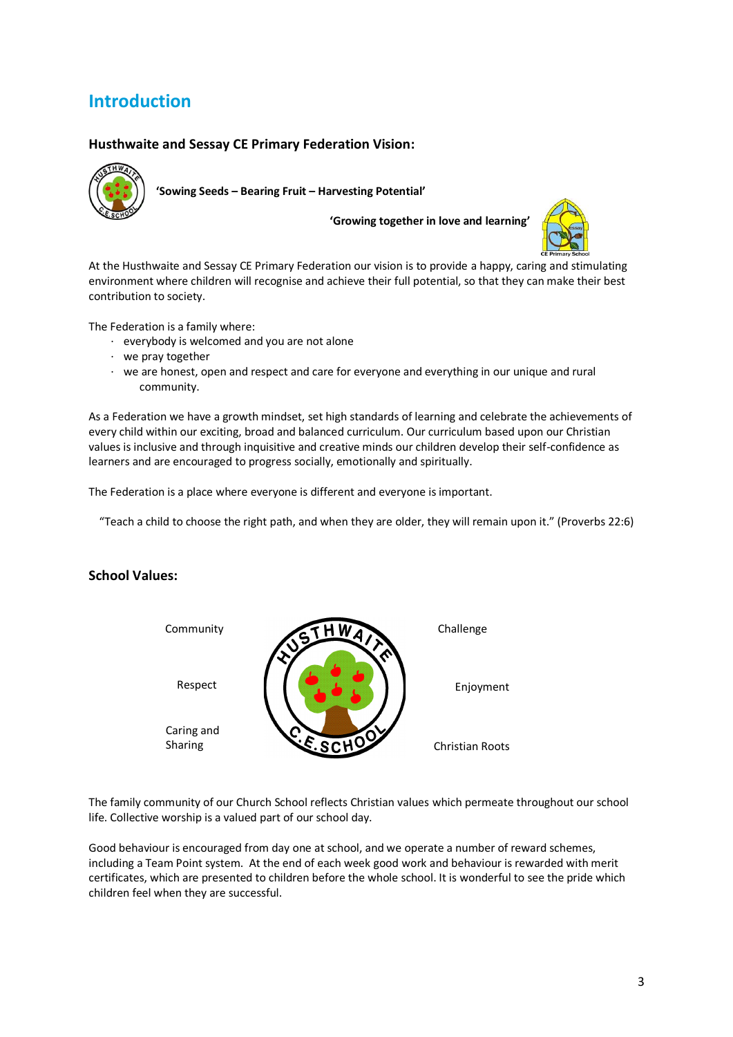# Introduction

### Husthwaite and Sessay CE Primary Federation Vision:

**'Sowing Seeds – Bearing Fruit – Harvesting Potential'**

**'Growing together in love and learning'**

At the Husthwaite and Sessay CE Primary Federation our vision is to provide a happy, caring and stimulating environment where children will recognise and achieve their full potential, so that they can make their best contribution to society.

The Federation is a family where:

- everybody is welcomed and you are not alone
- we pray together
- we are honest, open and respect and care for everyone and everything in our unique and rural community.

As a Federation we have a growth mindset, set high standards of learning and celebrate the achievements of every child within our exciting, broad and balanced curriculum. Our curriculum based upon our Christian values is inclusive and through inquisitive and creative minds our children develop their self-confidence as learners and are encouraged to progress socially, emotionally and spiritually.

The Federation is a place where everyone is different and everyone is important.

"Teach a child to choose the right path, and when they are older, they will remain upon it." (Proverbs 22:6)

### School Values:

- Community
- Respect
- Caring and Sharing
- Challenge
- Enjoyment
- Christian Roots

The family community of our Church School reflects Christian values which permeate throughout our school life. Collective worship is a valued part of our school day.

Good behaviour is encouraged from day one at school, and we operate a number of reward schemes, including a Team Point system. At the end of each week good work and behaviour is rewarded with merit certificates, which are presented to children before the whole school. It is wonderful to see the pride which children feel when they are successful.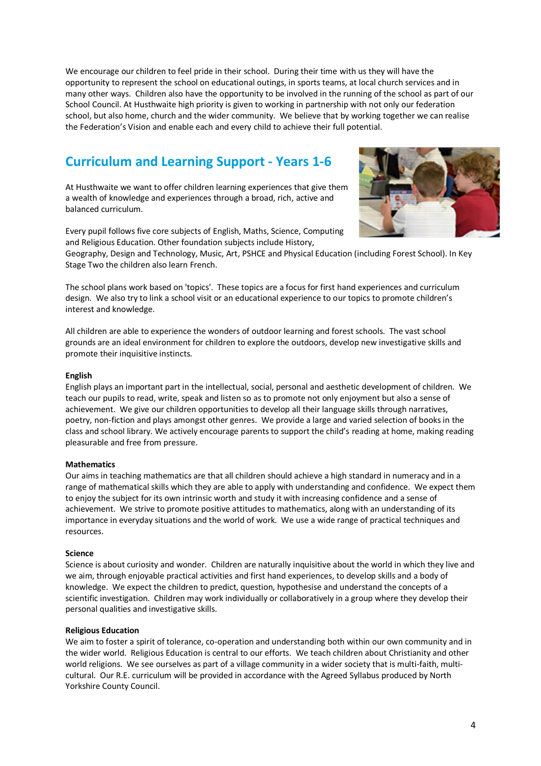We encourage our children to feel pride in their school. During their time with us they will have the opportunity to represent the school on educational outings, in sports teams, at local church services and in many other ways. Children also have the opportunity to be involved in the running of the school as part of our School Council. At Husthwaite high priority is given to working in partnership with not only our federation school, but also home, church and the wider community. We believe that by working together we can realise the Federation's Vision and enable each and every child to achieve their full potential.

## Curriculum and Learning Support - Years 1-6

At Husthwaite we want to offer children learning experiences that give them a wealth of knowledge and experiences through a broad, rich, active and balanced curriculum.

Every pupil follows five core subjects of English, Maths, Science, Computing and Religious Education. Other foundation subjects include History, Geography, Design and Technology, Music, Art, PSHCE and Physical Education (including Forest School). In Key Stage Two the children also learn French.

The school plans work based on 'topics'. These topics are a focus for first hand experiences and curriculum design. We also try to link a school visit or an educational experience to our topics to promote children's interest and knowledge.

All children are able to experience the wonders of outdoor learning and forest schools. The vast school grounds are an ideal environment for children to explore the outdoors, develop new investigative skills and promote their inquisitive instincts.

**English**
English plays an important part in the intellectual, social, personal and aesthetic development of children. We teach our pupils to read, write, speak and listen so as to promote not only enjoyment but also a sense of achievement. We give our children opportunities to develop all their language skills through narratives, poetry, non-fiction and plays amongst other genres. We provide a large and varied selection of books in the class and school library. We actively encourage parents to support the child's reading at home, making reading pleasurable and free from pressure.

**Mathematics**
Our aims in teaching mathematics are that all children should achieve a high standard in numeracy and in a range of mathematical skills which they are able to apply with understanding and confidence. We expect them to enjoy the subject for its own intrinsic worth and study it with increasing confidence and a sense of achievement. We strive to promote positive attitudes to mathematics, along with an understanding of its importance in everyday situations and the world of work. We use a wide range of practical techniques and resources.

**Science**
Science is about curiosity and wonder. Children are naturally inquisitive about the world in which they live and we aim, through enjoyable practical activities and first hand experiences, to develop skills and a body of knowledge. We expect the children to predict, question, hypothesise and understand the concepts of a scientific investigation. Children may work individually or collaboratively in a group where they develop their personal qualities and investigative skills.

**Religious Education**
We aim to foster a spirit of tolerance, co-operation and understanding both within our own community and in the wider world. Religious Education is central to our efforts. We teach children about Christianity and other world religions. We see ourselves as part of a village community in a wider society that is multi-faith, multi-cultural. Our R.E. curriculum will be provided in accordance with the Agreed Syllabus produced by North Yorkshire County Council.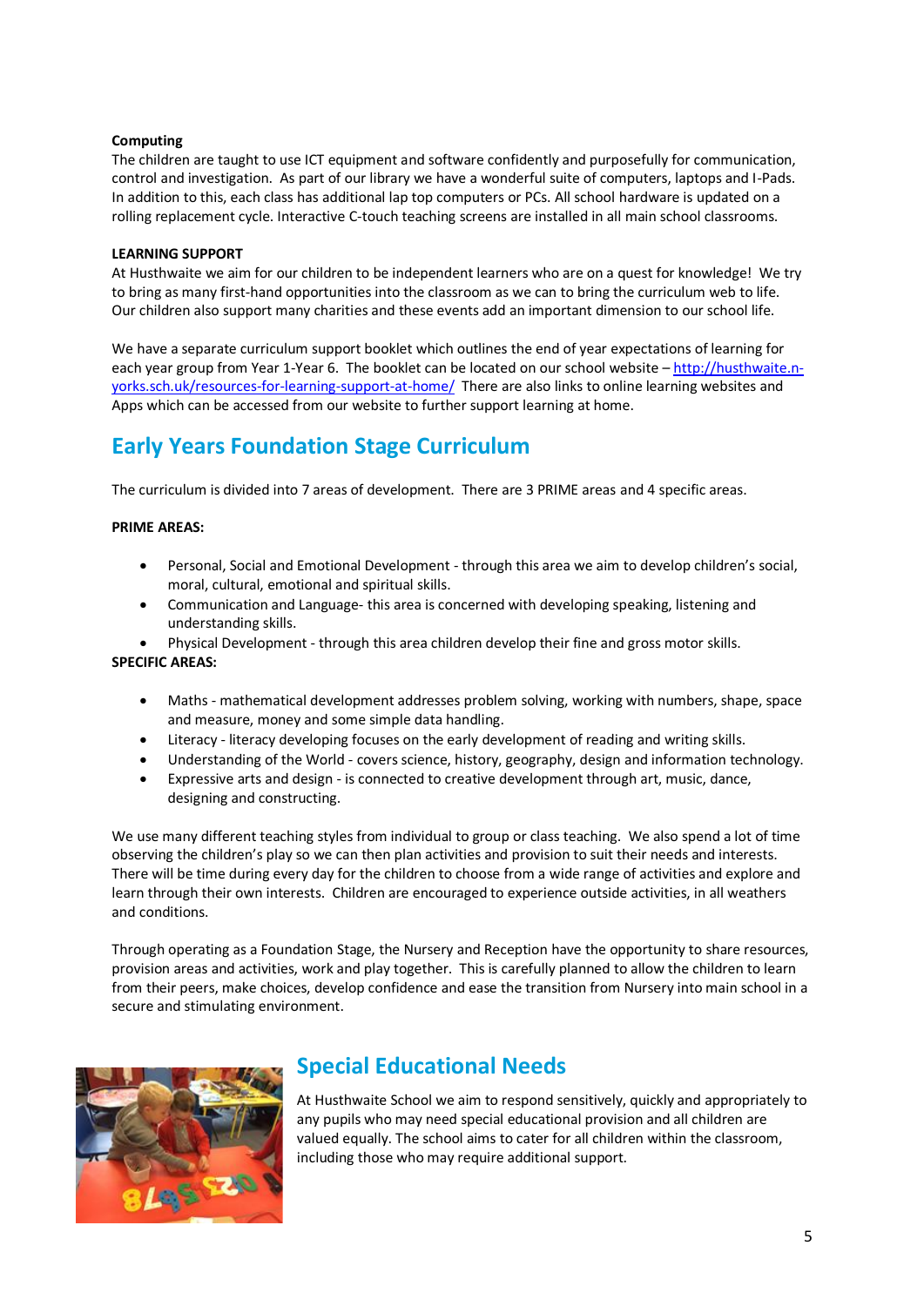**Computing**

The children are taught to use ICT equipment and software confidently and purposefully for communication, control and investigation. As part of our library we have a wonderful suite of computers, laptops and I-Pads. In addition to this, each class has additional lap top computers or PCs. All school hardware is updated on a rolling replacement cycle. Interactive C-touch teaching screens are installed in all main school classrooms.

**LEARNING SUPPORT**

At Husthwaite we aim for our children to be independent learners who are on a quest for knowledge! We try to bring as many first-hand opportunities into the classroom as we can to bring the curriculum web to life. Our children also support many charities and these events add an important dimension to our school life.

We have a separate curriculum support booklet which outlines the end of year expectations of learning for each year group from Year 1-Year 6. The booklet can be located on our school website – http://husthwaite.n-yorks.sch.uk/resources-for-learning-support-at-home/ There are also links to online learning websites and Apps which can be accessed from our website to further support learning at home.

## Early Years Foundation Stage Curriculum

The curriculum is divided into 7 areas of development. There are 3 PRIME areas and 4 specific areas.

**PRIME AREAS:**

- Personal, Social and Emotional Development - through this area we aim to develop children's social, moral, cultural, emotional and spiritual skills.
- Communication and Language- this area is concerned with developing speaking, listening and understanding skills.
- Physical Development - through this area children develop their fine and gross motor skills.

**SPECIFIC AREAS:**

- Maths - mathematical development addresses problem solving, working with numbers, shape, space and measure, money and some simple data handling.
- Literacy - literacy developing focuses on the early development of reading and writing skills.
- Understanding of the World - covers science, history, geography, design and information technology.
- Expressive arts and design - is connected to creative development through art, music, dance, designing and constructing.

We use many different teaching styles from individual to group or class teaching. We also spend a lot of time observing the children's play so we can then plan activities and provision to suit their needs and interests. There will be time during every day for the children to choose from a wide range of activities and explore and learn through their own interests. Children are encouraged to experience outside activities, in all weathers and conditions.

Through operating as a Foundation Stage, the Nursery and Reception have the opportunity to share resources, provision areas and activities, work and play together. This is carefully planned to allow the children to learn from their peers, make choices, develop confidence and ease the transition from Nursery into main school in a secure and stimulating environment.

## Special Educational Needs

At Husthwaite School we aim to respond sensitively, quickly and appropriately to any pupils who may need special educational provision and all children are valued equally. The school aims to cater for all children within the classroom, including those who may require additional support.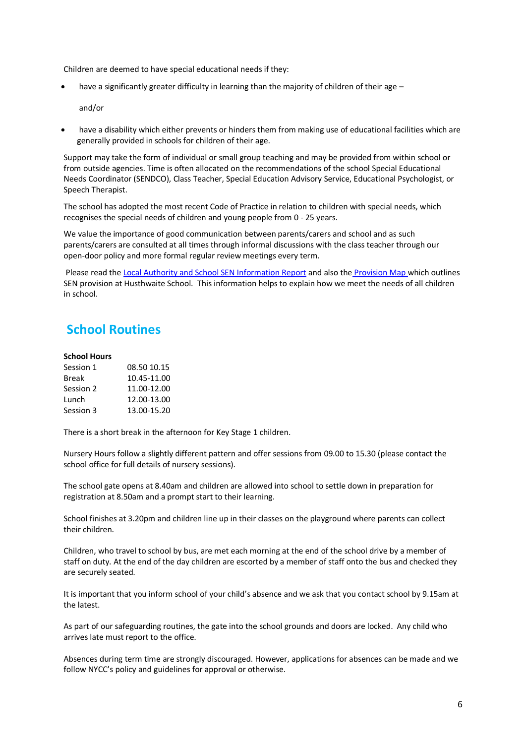Children are deemed to have special educational needs if they:

- have a significantly greater difficulty in learning than the majority of children of their age –

  and/or

- have a disability which either prevents or hinders them from making use of educational facilities which are generally provided in schools for children of their age.

Support may take the form of individual or small group teaching and may be provided from within school or from outside agencies. Time is often allocated on the recommendations of the school Special Educational Needs Coordinator (SENDCO), Class Teacher, Special Education Advisory Service, Educational Psychologist, or Speech Therapist.

The school has adopted the most recent Code of Practice in relation to children with special needs, which recognises the special needs of children and young people from 0 - 25 years.

We value the importance of good communication between parents/carers and school and as such parents/carers are consulted at all times through informal discussions with the class teacher through our open-door policy and more formal regular review meetings every term.

Please read the Local Authority and School SEN Information Report and also the Provision Map which outlines SEN provision at Husthwaite School. This information helps to explain how we meet the needs of all children in school.

## School Routines

**School Hours**

| | |
|---|---|
| Session 1 | 08.50 10.15 |
| Break | 10.45-11.00 |
| Session 2 | 11.00-12.00 |
| Lunch | 12.00-13.00 |
| Session 3 | 13.00-15.20 |

There is a short break in the afternoon for Key Stage 1 children.

Nursery Hours follow a slightly different pattern and offer sessions from 09.00 to 15.30 (please contact the school office for full details of nursery sessions).

The school gate opens at 8.40am and children are allowed into school to settle down in preparation for registration at 8.50am and a prompt start to their learning.

School finishes at 3.20pm and children line up in their classes on the playground where parents can collect their children.

Children, who travel to school by bus, are met each morning at the end of the school drive by a member of staff on duty. At the end of the day children are escorted by a member of staff onto the bus and checked they are securely seated.

It is important that you inform school of your child's absence and we ask that you contact school by 9.15am at the latest.

As part of our safeguarding routines, the gate into the school grounds and doors are locked. Any child who arrives late must report to the office.

Absences during term time are strongly discouraged. However, applications for absences can be made and we follow NYCC's policy and guidelines for approval or otherwise.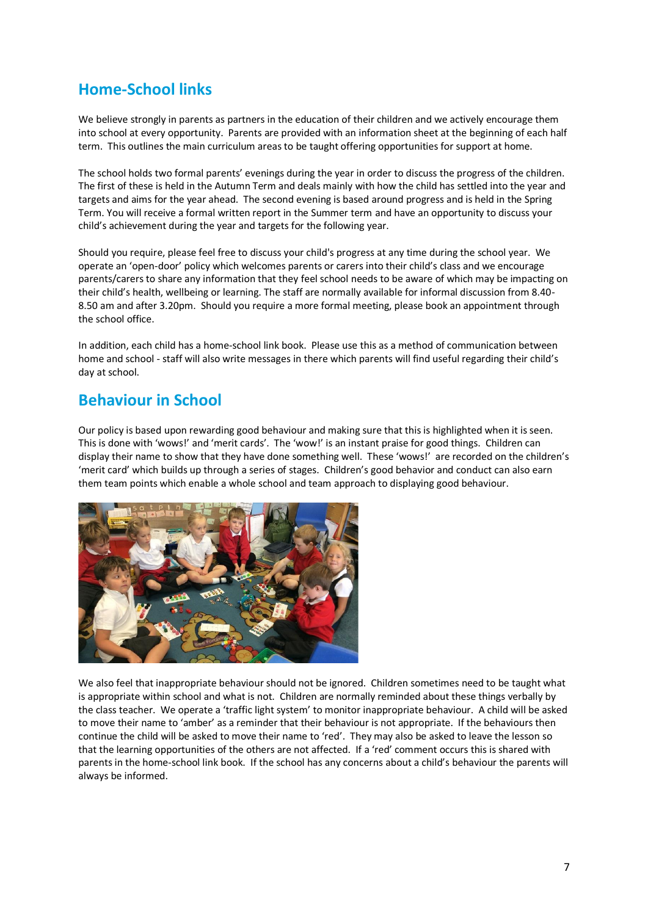## Home-School links

We believe strongly in parents as partners in the education of their children and we actively encourage them into school at every opportunity. Parents are provided with an information sheet at the beginning of each half term. This outlines the main curriculum areas to be taught offering opportunities for support at home.

The school holds two formal parents' evenings during the year in order to discuss the progress of the children. The first of these is held in the Autumn Term and deals mainly with how the child has settled into the year and targets and aims for the year ahead. The second evening is based around progress and is held in the Spring Term. You will receive a formal written report in the Summer term and have an opportunity to discuss your child's achievement during the year and targets for the following year.

Should you require, please feel free to discuss your child's progress at any time during the school year. We operate an 'open-door' policy which welcomes parents or carers into their child's class and we encourage parents/carers to share any information that they feel school needs to be aware of which may be impacting on their child's health, wellbeing or learning. The staff are normally available for informal discussion from 8.40-8.50 am and after 3.20pm. Should you require a more formal meeting, please book an appointment through the school office.

In addition, each child has a home-school link book. Please use this as a method of communication between home and school - staff will also write messages in there which parents will find useful regarding their child's day at school.

## Behaviour in School

Our policy is based upon rewarding good behaviour and making sure that this is highlighted when it is seen. This is done with 'wows!' and 'merit cards'. The 'wow!' is an instant praise for good things. Children can display their name to show that they have done something well. These 'wows!' are recorded on the children's 'merit card' which builds up through a series of stages. Children's good behavior and conduct can also earn them team points which enable a whole school and team approach to displaying good behaviour.

We also feel that inappropriate behaviour should not be ignored. Children sometimes need to be taught what is appropriate within school and what is not. Children are normally reminded about these things verbally by the class teacher. We operate a 'traffic light system' to monitor inappropriate behaviour. A child will be asked to move their name to 'amber' as a reminder that their behaviour is not appropriate. If the behaviours then continue the child will be asked to move their name to 'red'. They may also be asked to leave the lesson so that the learning opportunities of the others are not affected. If a 'red' comment occurs this is shared with parents in the home-school link book. If the school has any concerns about a child's behaviour the parents will always be informed.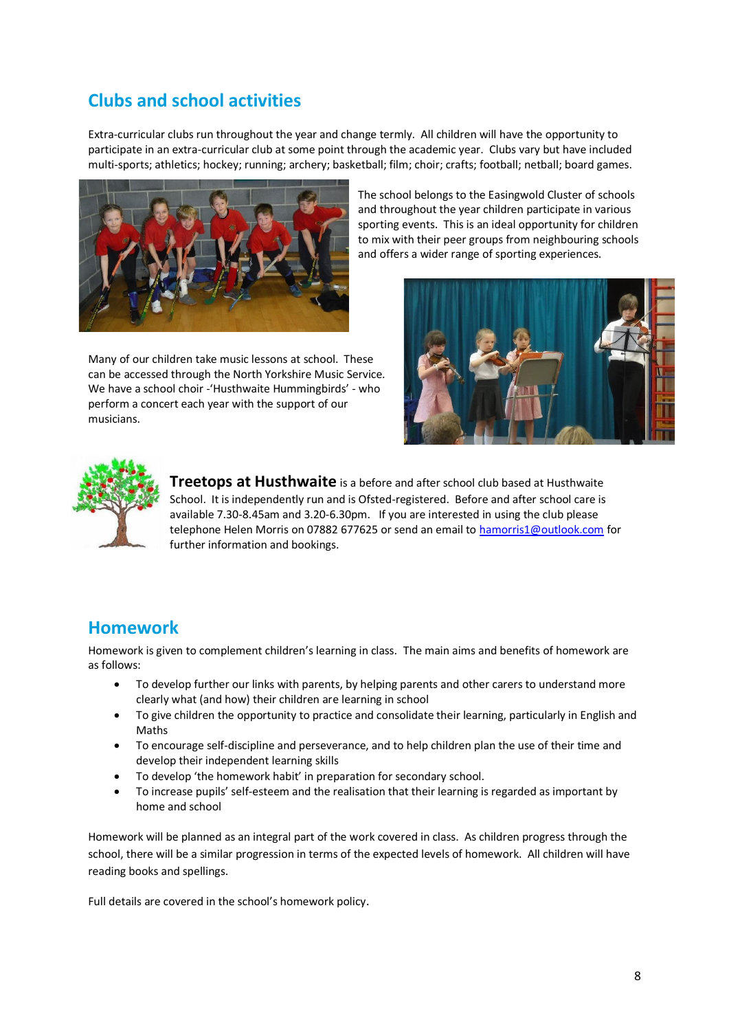## Clubs and school activities

Extra-curricular clubs run throughout the year and change termly. All children will have the opportunity to participate in an extra-curricular club at some point through the academic year. Clubs vary but have included multi-sports; athletics; hockey; running; archery; basketball; film; choir; crafts; football; netball; board games.

The school belongs to the Easingwold Cluster of schools and throughout the year children participate in various sporting events. This is an ideal opportunity for children to mix with their peer groups from neighbouring schools and offers a wider range of sporting experiences.

Many of our children take music lessons at school. These can be accessed through the North Yorkshire Music Service. We have a school choir -'Husthwaite Hummingbirds' - who perform a concert each year with the support of our musicians.

**Treetops at Husthwaite** is a before and after school club based at Husthwaite School. It is independently run and is Ofsted-registered. Before and after school care is available 7.30-8.45am and 3.20-6.30pm. If you are interested in using the club please telephone Helen Morris on 07882 677625 or send an email to hamorris1@outlook.com for further information and bookings.

## Homework

Homework is given to complement children's learning in class. The main aims and benefits of homework are as follows:

- To develop further our links with parents, by helping parents and other carers to understand more clearly what (and how) their children are learning in school
- To give children the opportunity to practice and consolidate their learning, particularly in English and Maths
- To encourage self-discipline and perseverance, and to help children plan the use of their time and develop their independent learning skills
- To develop 'the homework habit' in preparation for secondary school.
- To increase pupils' self-esteem and the realisation that their learning is regarded as important by home and school

Homework will be planned as an integral part of the work covered in class. As children progress through the school, there will be a similar progression in terms of the expected levels of homework. All children will have reading books and spellings.

Full details are covered in the school's homework policy.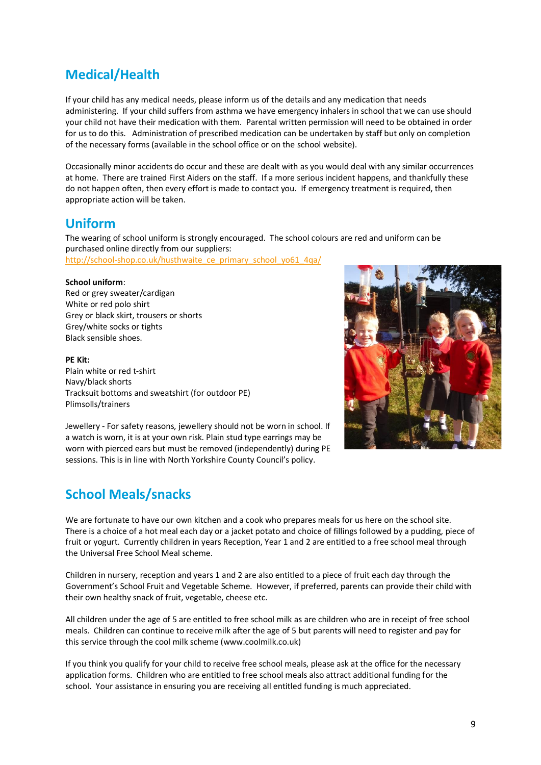## Medical/Health

If your child has any medical needs, please inform us of the details and any medication that needs administering. If your child suffers from asthma we have emergency inhalers in school that we can use should your child not have their medication with them. Parental written permission will need to be obtained in order for us to do this. Administration of prescribed medication can be undertaken by staff but only on completion of the necessary forms (available in the school office or on the school website).

Occasionally minor accidents do occur and these are dealt with as you would deal with any similar occurrences at home. There are trained First Aiders on the staff. If a more serious incident happens, and thankfully these do not happen often, then every effort is made to contact you. If emergency treatment is required, then appropriate action will be taken.

## Uniform

The wearing of school uniform is strongly encouraged. The school colours are red and uniform can be purchased online directly from our suppliers:
http://school-shop.co.uk/husthwaite_ce_primary_school_yo61_4qa/

**School uniform**:
Red or grey sweater/cardigan
White or red polo shirt
Grey or black skirt, trousers or shorts
Grey/white socks or tights
Black sensible shoes.

**PE Kit:**
Plain white or red t-shirt
Navy/black shorts
Tracksuit bottoms and sweatshirt (for outdoor PE)
Plimsolls/trainers

Jewellery - For safety reasons, jewellery should not be worn in school. If a watch is worn, it is at your own risk. Plain stud type earrings may be worn with pierced ears but must be removed (independently) during PE sessions. This is in line with North Yorkshire County Council's policy.

## School Meals/snacks

We are fortunate to have our own kitchen and a cook who prepares meals for us here on the school site. There is a choice of a hot meal each day or a jacket potato and choice of fillings followed by a pudding, piece of fruit or yogurt. Currently children in years Reception, Year 1 and 2 are entitled to a free school meal through the Universal Free School Meal scheme.

Children in nursery, reception and years 1 and 2 are also entitled to a piece of fruit each day through the Government's School Fruit and Vegetable Scheme. However, if preferred, parents can provide their child with their own healthy snack of fruit, vegetable, cheese etc.

All children under the age of 5 are entitled to free school milk as are children who are in receipt of free school meals. Children can continue to receive milk after the age of 5 but parents will need to register and pay for this service through the cool milk scheme (www.coolmilk.co.uk)

If you think you qualify for your child to receive free school meals, please ask at the office for the necessary application forms. Children who are entitled to free school meals also attract additional funding for the school. Your assistance in ensuring you are receiving all entitled funding is much appreciated.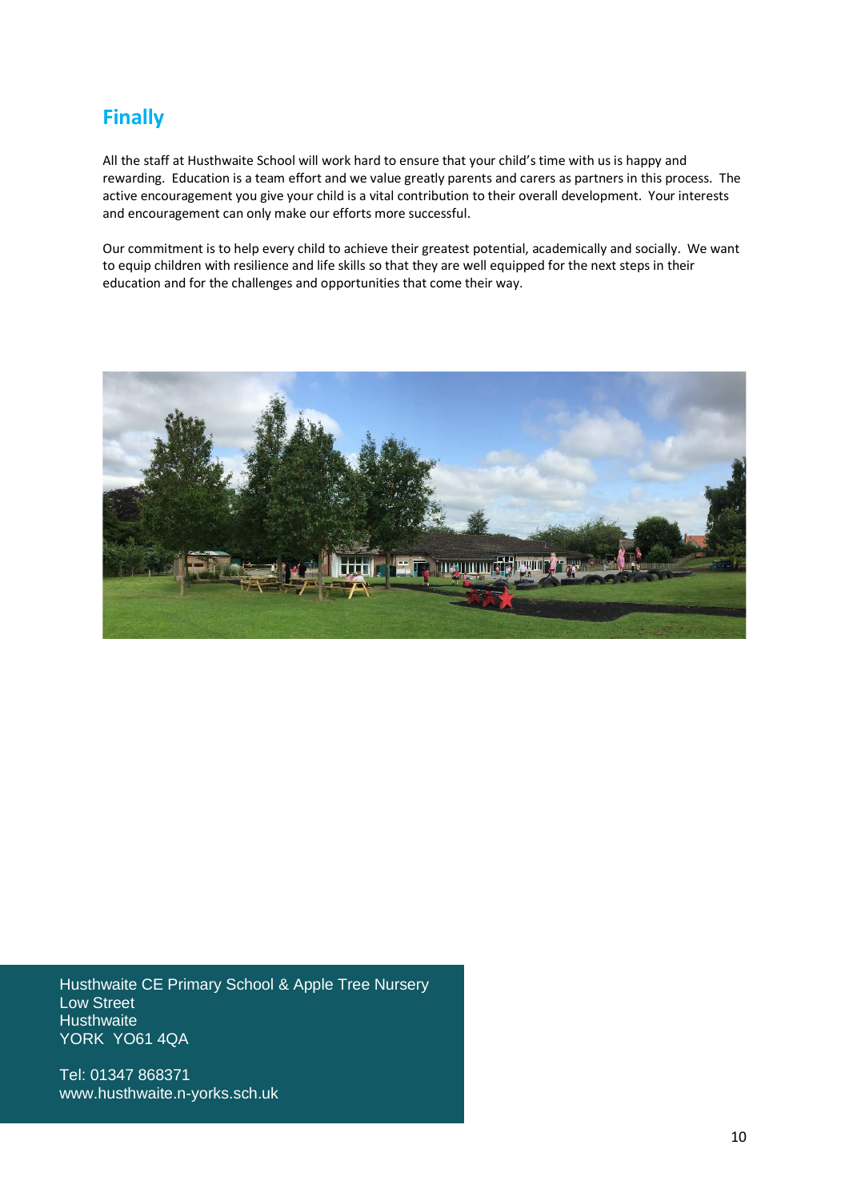## Finally

All the staff at Husthwaite School will work hard to ensure that your child's time with us is happy and rewarding. Education is a team effort and we value greatly parents and carers as partners in this process. The active encouragement you give your child is a vital contribution to their overall development. Your interests and encouragement can only make our efforts more successful.

Our commitment is to help every child to achieve their greatest potential, academically and socially. We want to equip children with resilience and life skills so that they are well equipped for the next steps in their education and for the challenges and opportunities that come their way.

Husthwaite CE Primary School & Apple Tree Nursery
Low Street
Husthwaite
YORK YO61 4QA

Tel: 01347 868371
www.husthwaite.n-yorks.sch.uk